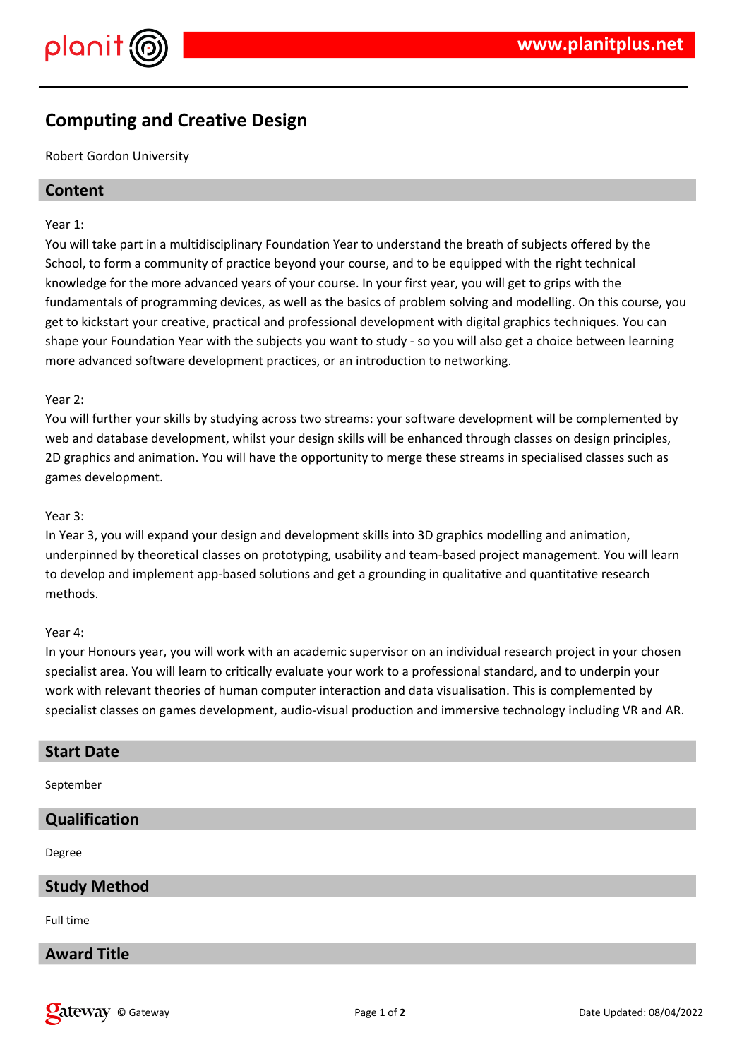# Computing and Creative Design

Robert Gordon University

## Content

Year 1:
You will take part in a multidisciplinary Foundation Year to understand the breath of subjects offered by the School, to form a community of practice beyond your course, and to be equipped with the right technical knowledge for the more advanced years of your course. In your first year, you will get to grips with the fundamentals of programming devices, as well as the basics of problem solving and modelling. On this course, you get to kickstart your creative, practical and professional development with digital graphics techniques. You can shape your Foundation Year with the subjects you want to study - so you will also get a choice between learning more advanced software development practices, or an introduction to networking.

Year 2:
You will further your skills by studying across two streams: your software development will be complemented by web and database development, whilst your design skills will be enhanced through classes on design principles, 2D graphics and animation. You will have the opportunity to merge these streams in specialised classes such as games development.

Year 3:
In Year 3, you will expand your design and development skills into 3D graphics modelling and animation, underpinned by theoretical classes on prototyping, usability and team-based project management. You will learn to develop and implement app-based solutions and get a grounding in qualitative and quantitative research methods.

Year 4:
In your Honours year, you will work with an academic supervisor on an individual research project in your chosen specialist area. You will learn to critically evaluate your work to a professional standard, and to underpin your work with relevant theories of human computer interaction and data visualisation. This is complemented by specialist classes on games development, audio-visual production and immersive technology including VR and AR.

## Start Date

September

## Qualification

Degree

## Study Method

Full time

## Award Title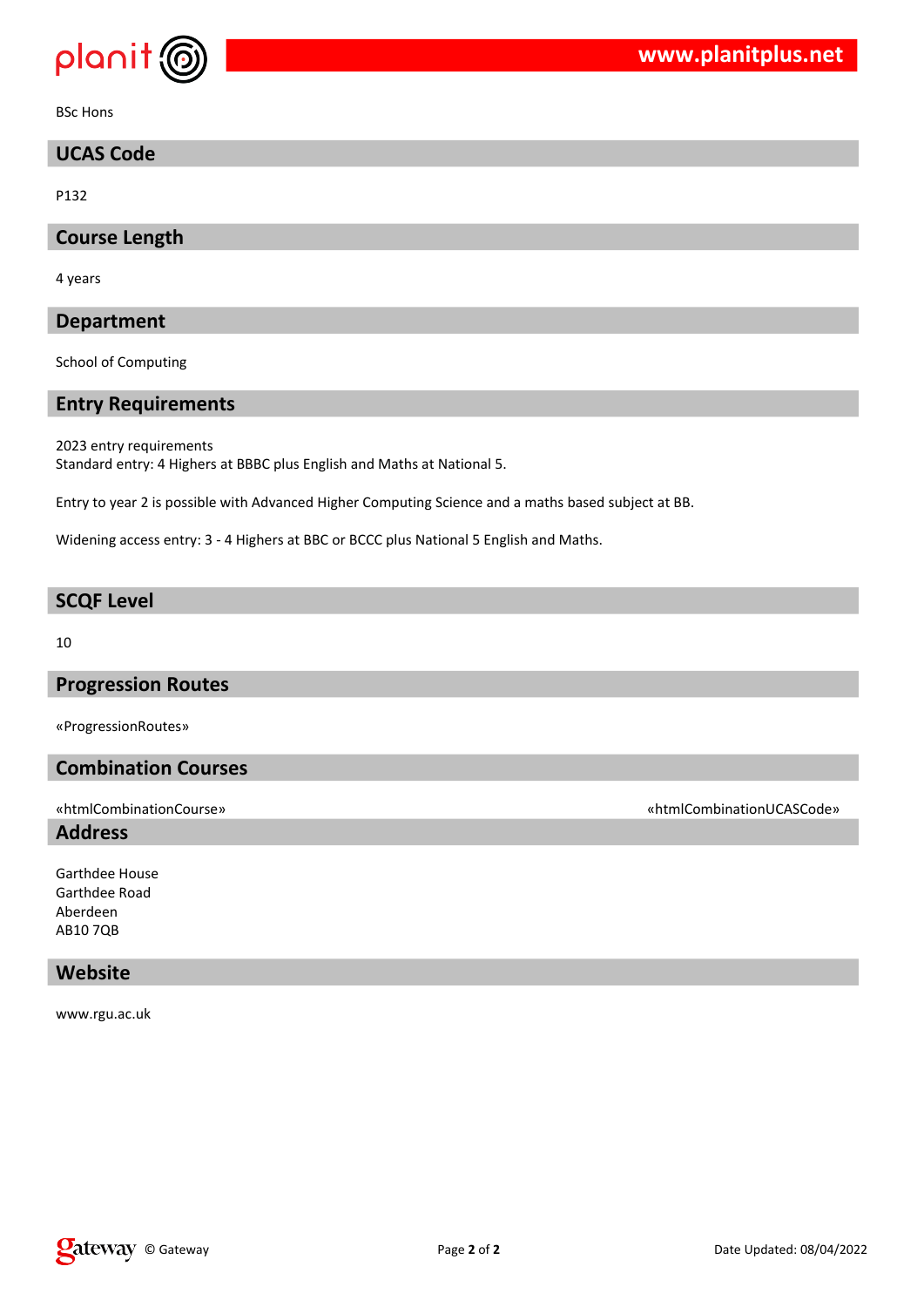BSc Hons

## UCAS Code

P132

## Course Length

4 years

## Department

School of Computing

## Entry Requirements

2023 entry requirements
Standard entry: 4 Highers at BBBC plus English and Maths at National 5.

Entry to year 2 is possible with Advanced Higher Computing Science and a maths based subject at BB.

Widening access entry: 3 - 4 Highers at BBC or BCCC plus National 5 English and Maths.

## SCQF Level

10

## Progression Routes

«ProgressionRoutes»

## Combination Courses

«htmlCombinationCourse» «htmlCombinationUCASCode»

## Address

Garthdee House
Garthdee Road
Aberdeen
AB10 7QB

## Website

www.rgu.ac.uk